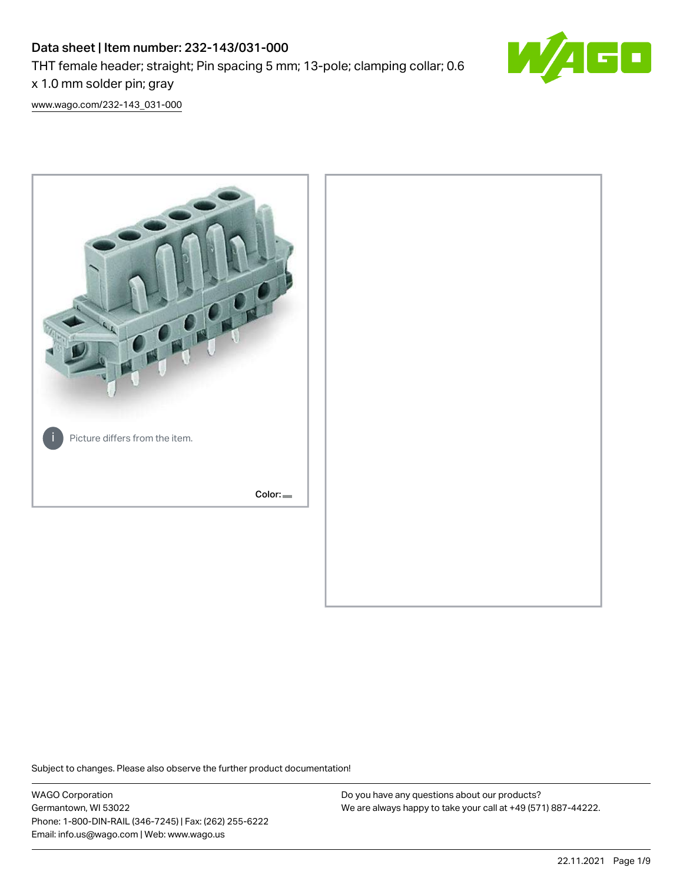# Data sheet | Item number: 232-143/031-000

THT female header; straight; Pin spacing 5 mm; 13-pole; clamping collar; 0.6 x 1.0 mm solder pin; gray

www.wago.com/232-143_031-000

Picture differs from the item.

Color:

Subject to changes. Please also observe the further product documentation!

WAGO Corporation
Germantown, WI 53022
Phone: 1-800-DIN-RAIL (346-7245) | Fax: (262) 255-6222
Email: info.us@wago.com | Web: www.wago.us

Do you have any questions about our products?
We are always happy to take your call at +49 (571) 887-44222.

22.11.2021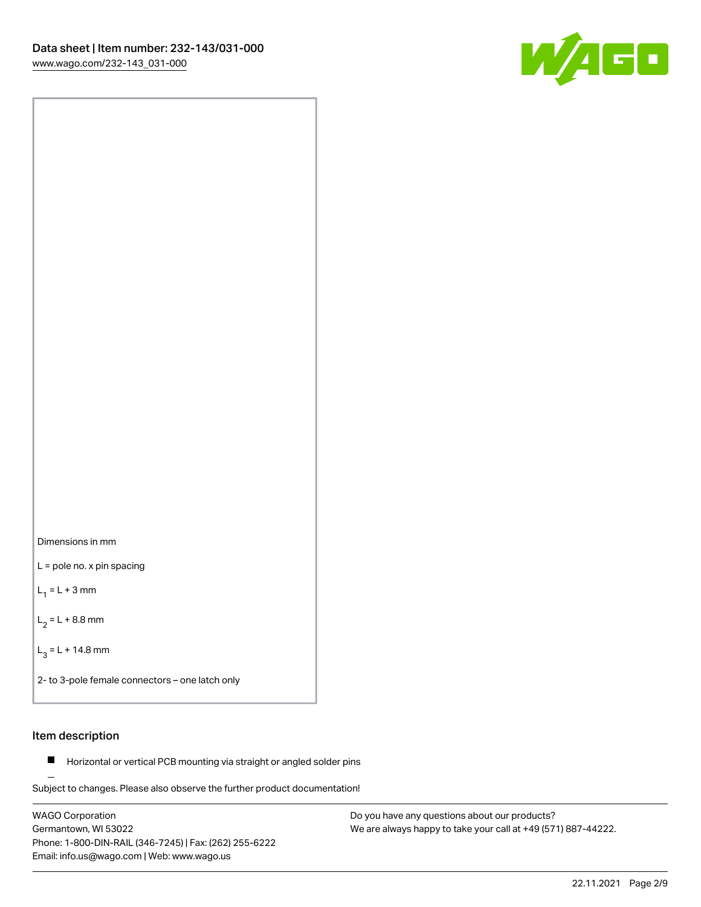Dimensions in mm

L = pole no. x pin spacing

$L_1$ = L + 3 mm

$L_2$ = L + 8.8 mm

$L_3$ = L + 14.8 mm

2- to 3-pole female connectors – one latch only

## Item description

- Horizontal or vertical PCB mounting via straight or angled solder pins

Subject to changes. Please also observe the further product documentation!

WAGO Corporation
Germantown, WI 53022
Phone: 1-800-DIN-RAIL (346-7245) | Fax: (262) 255-6222
Email: info.us@wago.com | Web: www.wago.us

Do you have any questions about our products?
We are always happy to take your call at +49 (571) 887-44222.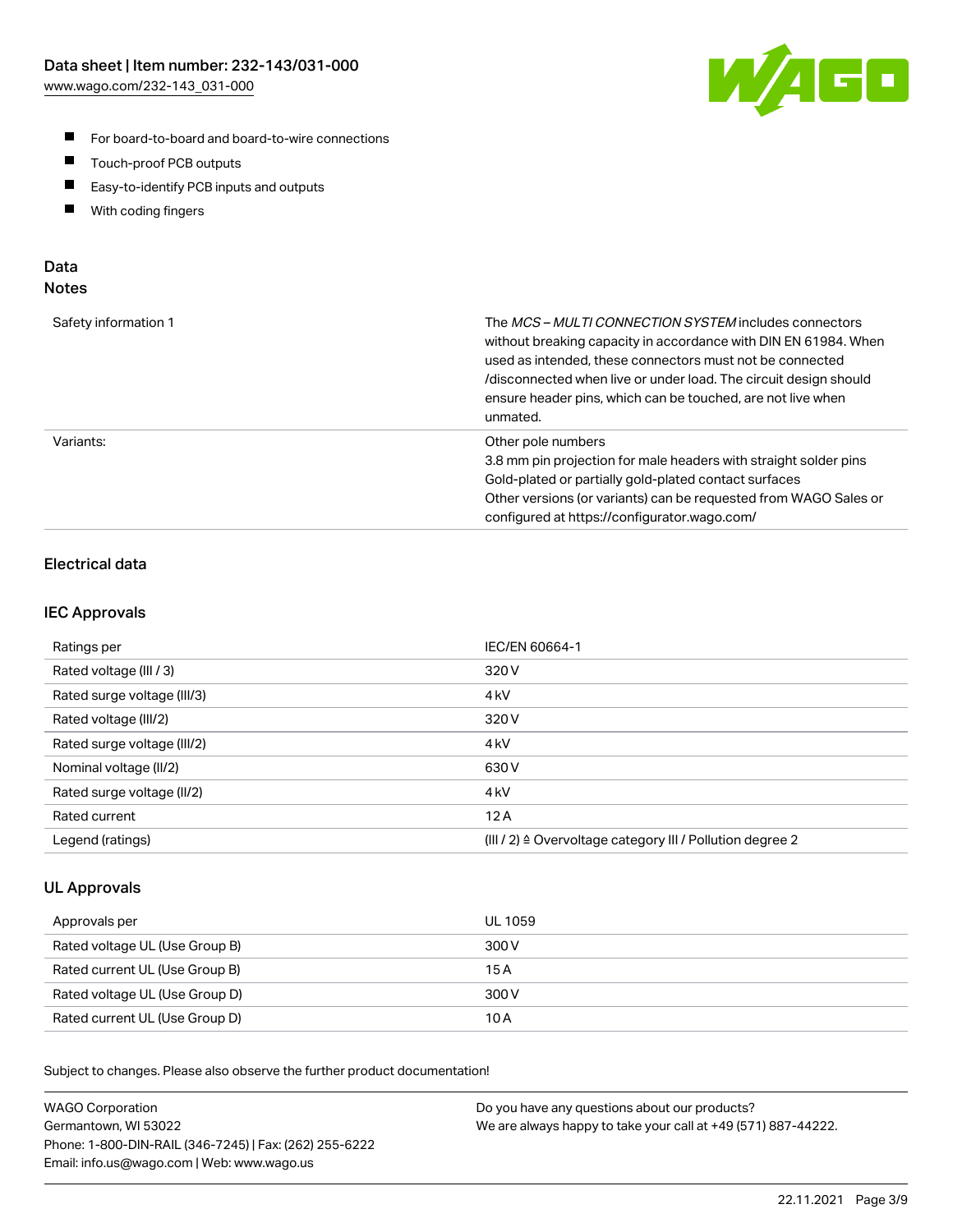- For board-to-board and board-to-wire connections
- Touch-proof PCB outputs
- Easy-to-identify PCB inputs and outputs
- With coding fingers

## Data
### Notes

| | |
|---|---|
| Safety information 1 | The *MCS – MULTI CONNECTION SYSTEM* includes connectors without breaking capacity in accordance with DIN EN 61984. When used as intended, these connectors must not be connected /disconnected when live or under load. The circuit design should ensure header pins, which can be touched, are not live when unmated. |
| Variants: | Other pole numbers<br>3.8 mm pin projection for male headers with straight solder pins<br>Gold-plated or partially gold-plated contact surfaces<br>Other versions (or variants) can be requested from WAGO Sales or configured at https://configurator.wago.com/ |

### Electrical data

### IEC Approvals

| | |
|---|---|
| Ratings per | IEC/EN 60664-1 |
| Rated voltage (III / 3) | 320 V |
| Rated surge voltage (III/3) | 4 kV |
| Rated voltage (III/2) | 320 V |
| Rated surge voltage (III/2) | 4 kV |
| Nominal voltage (II/2) | 630 V |
| Rated surge voltage (II/2) | 4 kV |
| Rated current | 12 A |
| Legend (ratings) | (III / 2) ≙ Overvoltage category III / Pollution degree 2 |

### UL Approvals

| | |
|---|---|
| Approvals per | UL 1059 |
| Rated voltage UL (Use Group B) | 300 V |
| Rated current UL (Use Group B) | 15 A |
| Rated voltage UL (Use Group D) | 300 V |
| Rated current UL (Use Group D) | 10 A |

Subject to changes. Please also observe the further product documentation!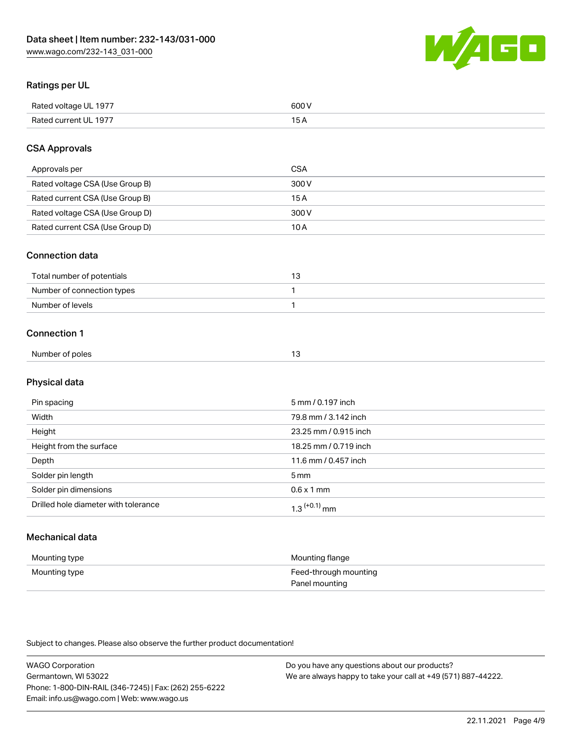## Ratings per UL

| | |
|---|---|
| Rated voltage UL 1977 | 600 V |
| Rated current UL 1977 | 15 A |

## CSA Approvals

| | |
|---|---|
| Approvals per | CSA |
| Rated voltage CSA (Use Group B) | 300 V |
| Rated current CSA (Use Group B) | 15 A |
| Rated voltage CSA (Use Group D) | 300 V |
| Rated current CSA (Use Group D) | 10 A |

## Connection data

| | |
|---|---|
| Total number of potentials | 13 |
| Number of connection types | 1 |
| Number of levels | 1 |

## Connection 1

| | |
|---|---|
| Number of poles | 13 |

## Physical data

| | |
|---|---|
| Pin spacing | 5 mm / 0.197 inch |
| Width | 79.8 mm / 3.142 inch |
| Height | 23.25 mm / 0.915 inch |
| Height from the surface | 18.25 mm / 0.719 inch |
| Depth | 11.6 mm / 0.457 inch |
| Solder pin length | 5 mm |
| Solder pin dimensions | 0.6 x 1 mm |
| Drilled hole diameter with tolerance | $1.3^{(+0.1)}$ mm |

## Mechanical data

| | |
|---|---|
| Mounting type | Mounting flange |
| Mounting type | Feed-through mounting<br>Panel mounting |

Subject to changes. Please also observe the further product documentation!

WAGO Corporation
Germantown, WI 53022
Phone: 1-800-DIN-RAIL (346-7245) | Fax: (262) 255-6222
Email: info.us@wago.com | Web: www.wago.us

Do you have any questions about our products?
We are always happy to take your call at +49 (571) 887-44222.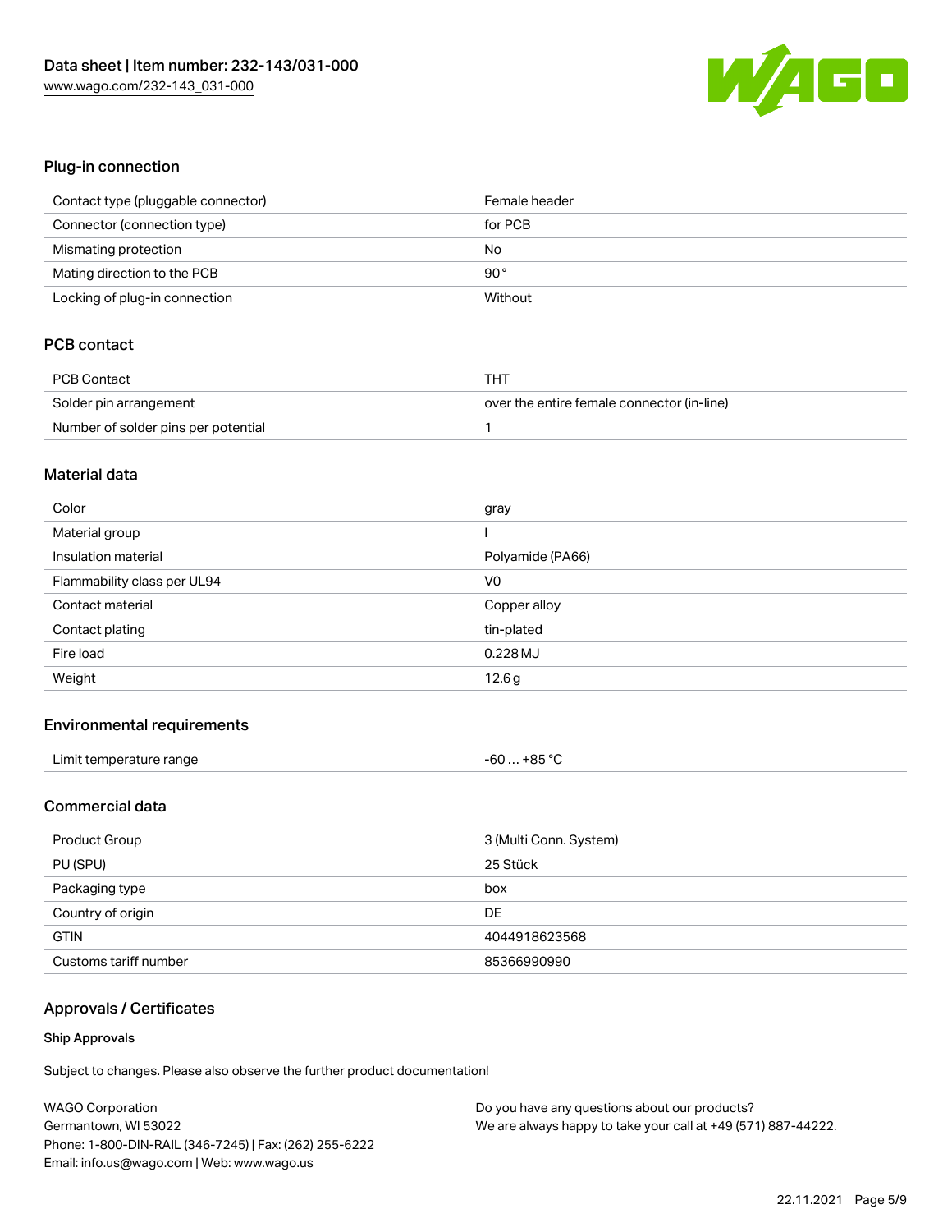## Plug-in connection

| | |
|---|---|
| Contact type (pluggable connector) | Female header |
| Connector (connection type) | for PCB |
| Mismating protection | No |
| Mating direction to the PCB | 90 ° |
| Locking of plug-in connection | Without |

## PCB contact

| | |
|---|---|
| PCB Contact | THT |
| Solder pin arrangement | over the entire female connector (in-line) |
| Number of solder pins per potential | 1 |

## Material data

| | |
|---|---|
| Color | gray |
| Material group | I |
| Insulation material | Polyamide (PA66) |
| Flammability class per UL94 | V0 |
| Contact material | Copper alloy |
| Contact plating | tin-plated |
| Fire load | 0.228 MJ |
| Weight | 12.6 g |

## Environmental requirements

| | |
|---|---|
| Limit temperature range | -60 … +85 °C |

## Commercial data

| | |
|---|---|
| Product Group | 3 (Multi Conn. System) |
| PU (SPU) | 25 Stück |
| Packaging type | box |
| Country of origin | DE |
| GTIN | 4044918623568 |
| Customs tariff number | 85366990990 |

## Approvals / Certificates

### Ship Approvals

Subject to changes. Please also observe the further product documentation!

WAGO Corporation
Germantown, WI 53022
Phone: 1-800-DIN-RAIL (346-7245) | Fax: (262) 255-6222
Email: info.us@wago.com | Web: www.wago.us

Do you have any questions about our products?
We are always happy to take your call at +49 (571) 887-44222.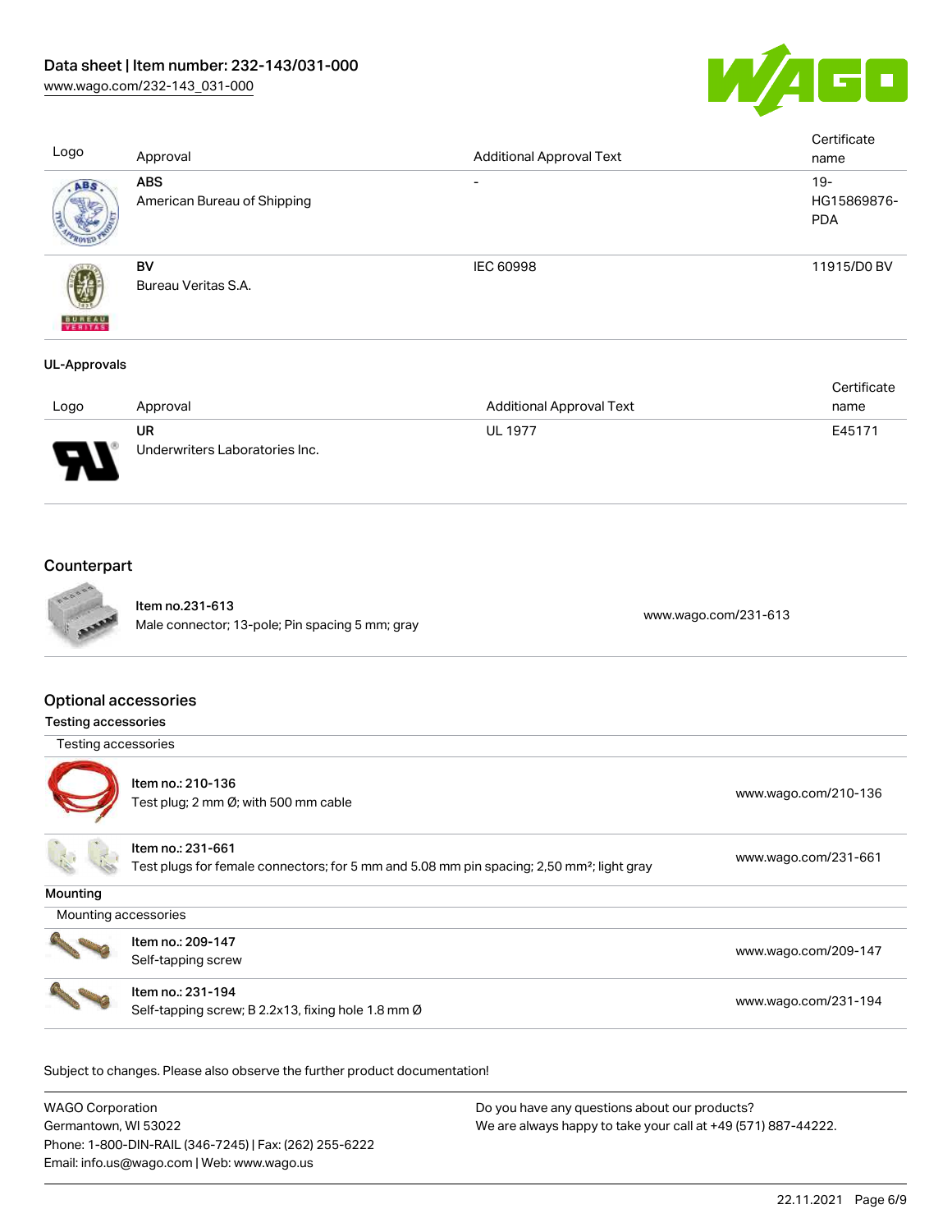| Logo | Approval | Additional Approval Text | Certificate name |
|---|---|---|---|
| | **ABS**<br>American Bureau of Shipping | - | 19-HG15869876-PDA |
| | **BV**<br>Bureau Veritas S.A. | IEC 60998 | 11915/D0 BV |

**UL-Approvals**

| Logo | Approval | Additional Approval Text | Certificate name |
|---|---|---|---|
| | **UR**<br>Underwriters Laboratories Inc. | UL 1977 | E45171 |

## Counterpart

| | | |
|---|---|---|
| | Item no.231-613<br>Male connector; 13-pole; Pin spacing 5 mm; gray | www.wago.com/231-613 |

## Optional accessories

### Testing accessories

| Testing accessories | | |
|---|---|---|
| | Item no.: 210-136<br>Test plug; 2 mm Ø; with 500 mm cable | www.wago.com/210-136 |
| | Item no.: 231-661<br>Test plugs for female connectors; for 5 mm and 5.08 mm pin spacing; 2,50 mm²; light gray | www.wago.com/231-661 |

### Mounting

| Mounting accessories | | |
|---|---|---|
| | Item no.: 209-147<br>Self-tapping screw | www.wago.com/209-147 |
| | Item no.: 231-194<br>Self-tapping screw; B 2.2x13, fixing hole 1.8 mm Ø | www.wago.com/231-194 |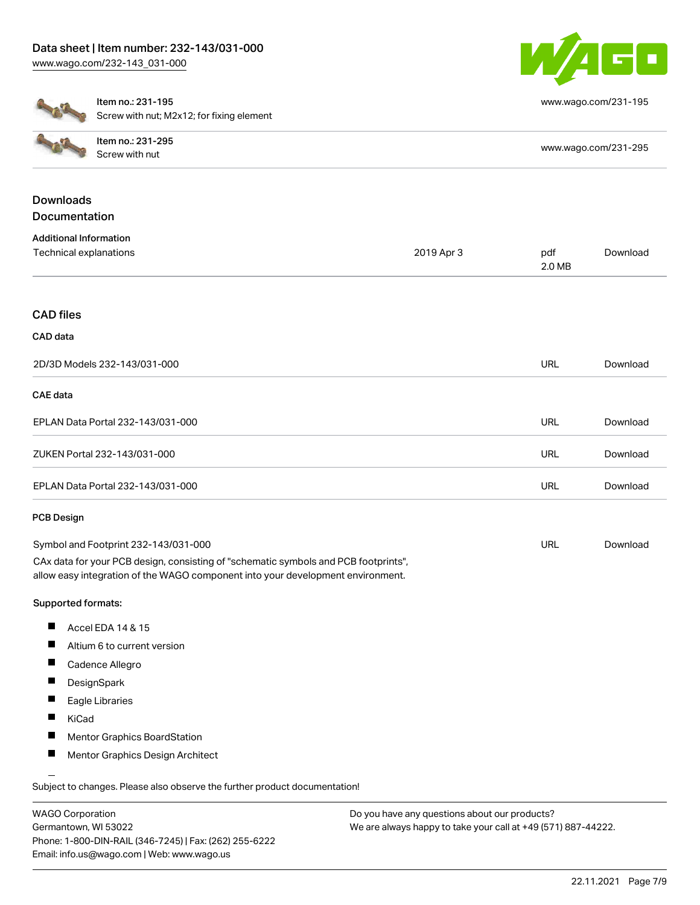| Item no.: 231-195<br>Screw with nut; M2x12; for fixing element | www.wago.com/231-195 |
| --- | --- |
| Item no.: 231-295<br>Screw with nut | www.wago.com/231-295 |

## Downloads

### Documentation

**Additional Information**

| Technical explanations | 2019 Apr 3 | pdf<br>2.0 MB | Download |
| --- | --- | --- | --- |

### CAD files

**CAD data**

| 2D/3D Models 232-143/031-000 | URL | Download |
| --- | --- | --- |

**CAE data**

| EPLAN Data Portal 232-143/031-000 | URL | Download |
| --- | --- | --- |
| ZUKEN Portal 232-143/031-000 | URL | Download |
| EPLAN Data Portal 232-143/031-000 | URL | Download |

**PCB Design**

| Symbol and Footprint 232-143/031-000 | URL | Download |
| --- | --- | --- |

CAx data for your PCB design, consisting of "schematic symbols and PCB footprints", allow easy integration of the WAGO component into your development environment.

**Supported formats:**

- Accel EDA 14 & 15
- Altium 6 to current version
- Cadence Allegro
- DesignSpark
- Eagle Libraries
- KiCad
- Mentor Graphics BoardStation
- Mentor Graphics Design Architect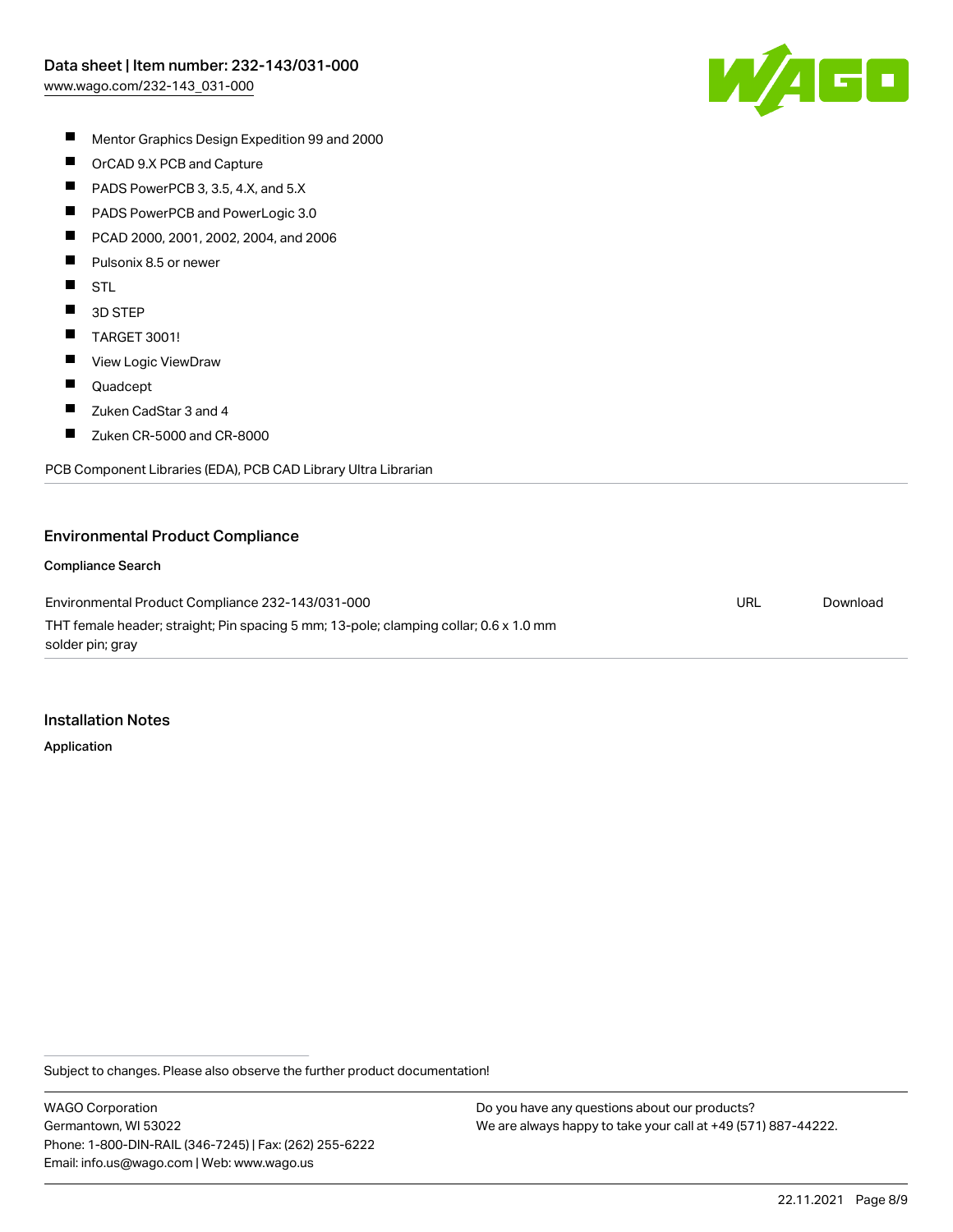- Mentor Graphics Design Expedition 99 and 2000
- OrCAD 9.X PCB and Capture
- PADS PowerPCB 3, 3.5, 4.X, and 5.X
- PADS PowerPCB and PowerLogic 3.0
- PCAD 2000, 2001, 2002, 2004, and 2006
- Pulsonix 8.5 or newer
- STL
- 3D STEP
- TARGET 3001!
- View Logic ViewDraw
- Quadcept
- Zuken CadStar 3 and 4
- Zuken CR-5000 and CR-8000

PCB Component Libraries (EDA), PCB CAD Library Ultra Librarian

## Environmental Product Compliance

### Compliance Search

| | | |
|---|---|---|
| Environmental Product Compliance 232-143/031-000<br>THT female header; straight; Pin spacing 5 mm; 13-pole; clamping collar; 0.6 x 1.0 mm solder pin; gray | URL | Download |

## Installation Notes

### Application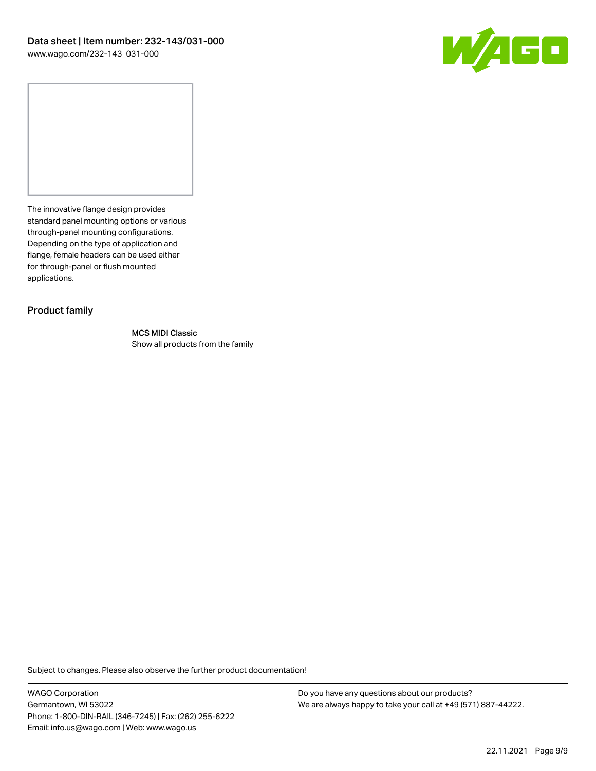The innovative flange design provides standard panel mounting options or various through-panel mounting configurations. Depending on the type of application and flange, female headers can be used either for through-panel or flush mounted applications.

## Product family

MCS MIDI Classic
Show all products from the family